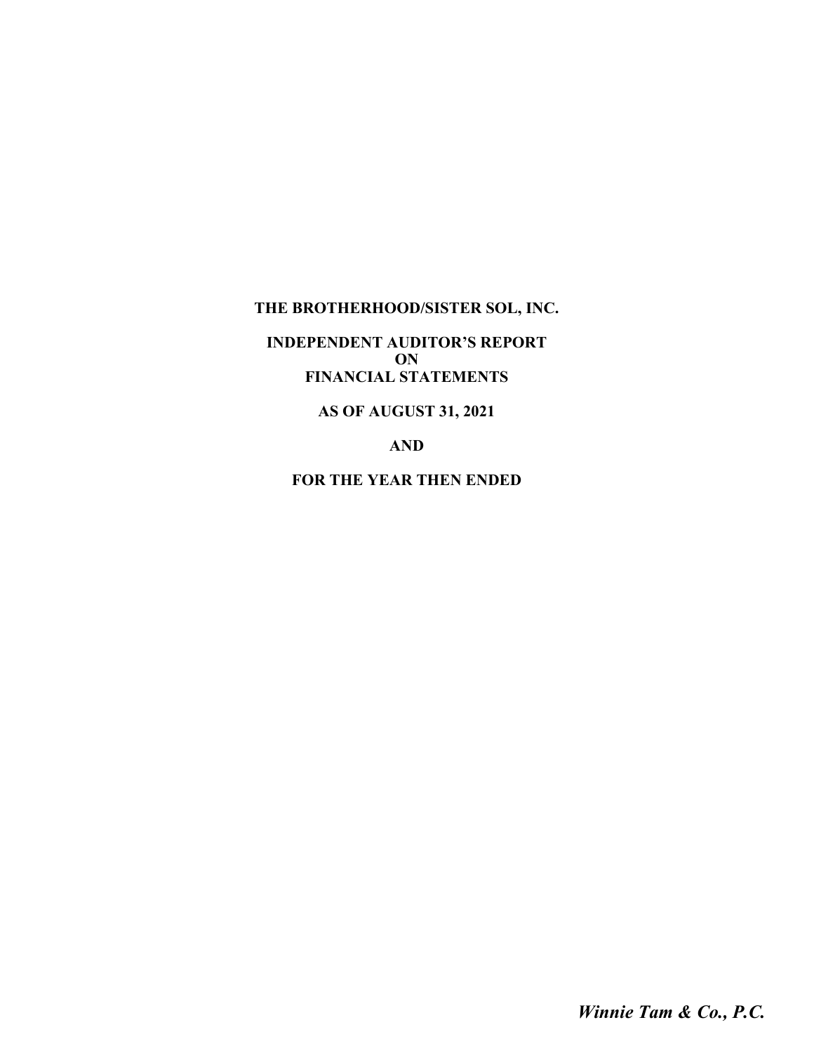# THE BROTHERHOOD/SISTER SOL, INC.

## INDEPENDENT AUDITOR'S REPORT
## ON
## FINANCIAL STATEMENTS

## AS OF AUGUST 31, 2021

## AND

## FOR THE YEAR THEN ENDED

***Winnie Tam & Co., P.C.***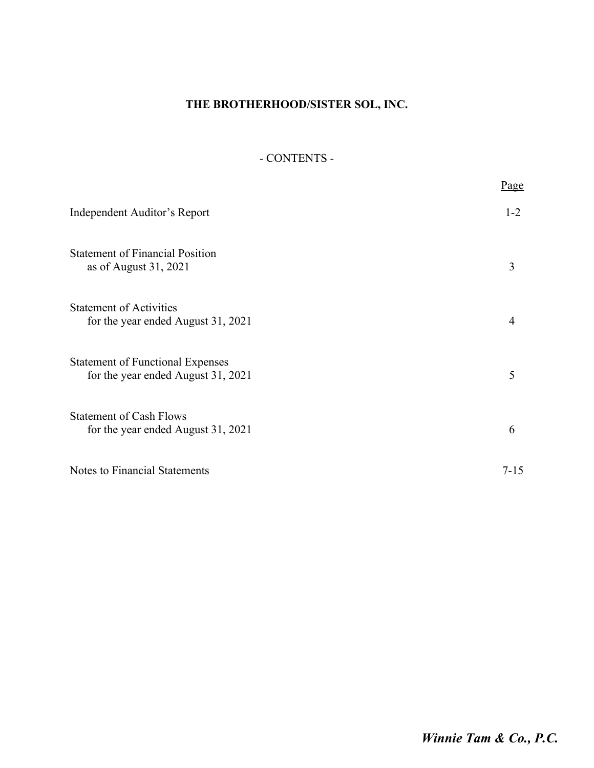# THE BROTHERHOOD/SISTER SOL, INC.

## - CONTENTS -

| | Page |
|---|---|
| Independent Auditor's Report | 1-2 |
| Statement of Financial Position<br>as of August 31, 2021 | 3 |
| Statement of Activities<br>for the year ended August 31, 2021 | 4 |
| Statement of Functional Expenses<br>for the year ended August 31, 2021 | 5 |
| Statement of Cash Flows<br>for the year ended August 31, 2021 | 6 |
| Notes to Financial Statements | 7-15 |

***Winnie Tam & Co., P.C.***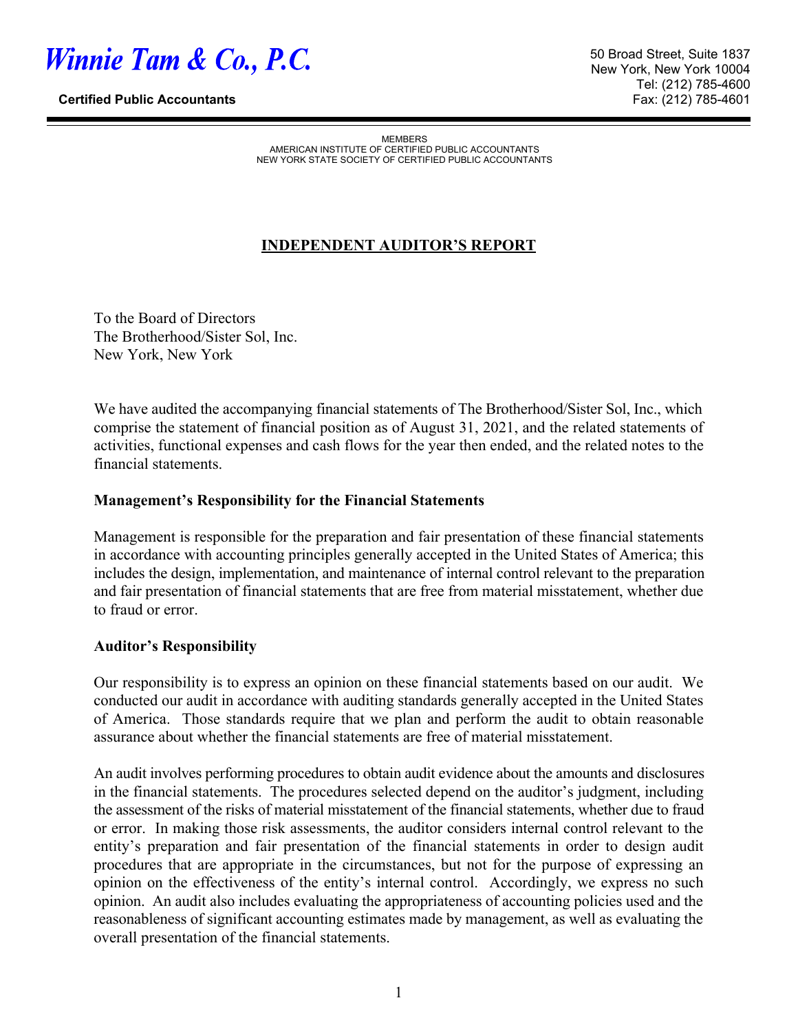# Winnie Tam & Co., P.C.

**Certified Public Accountants**

50 Broad Street, Suite 1837
New York, New York 10004
Tel: (212) 785-4600
Fax: (212) 785-4601

MEMBERS
AMERICAN INSTITUTE OF CERTIFIED PUBLIC ACCOUNTANTS
NEW YORK STATE SOCIETY OF CERTIFIED PUBLIC ACCOUNTANTS

## INDEPENDENT AUDITOR'S REPORT

To the Board of Directors
The Brotherhood/Sister Sol, Inc.
New York, New York

We have audited the accompanying financial statements of The Brotherhood/Sister Sol, Inc., which comprise the statement of financial position as of August 31, 2021, and the related statements of activities, functional expenses and cash flows for the year then ended, and the related notes to the financial statements.

**Management's Responsibility for the Financial Statements**

Management is responsible for the preparation and fair presentation of these financial statements in accordance with accounting principles generally accepted in the United States of America; this includes the design, implementation, and maintenance of internal control relevant to the preparation and fair presentation of financial statements that are free from material misstatement, whether due to fraud or error.

**Auditor's Responsibility**

Our responsibility is to express an opinion on these financial statements based on our audit. We conducted our audit in accordance with auditing standards generally accepted in the United States of America. Those standards require that we plan and perform the audit to obtain reasonable assurance about whether the financial statements are free of material misstatement.

An audit involves performing procedures to obtain audit evidence about the amounts and disclosures in the financial statements. The procedures selected depend on the auditor's judgment, including the assessment of the risks of material misstatement of the financial statements, whether due to fraud or error. In making those risk assessments, the auditor considers internal control relevant to the entity's preparation and fair presentation of the financial statements in order to design audit procedures that are appropriate in the circumstances, but not for the purpose of expressing an opinion on the effectiveness of the entity's internal control. Accordingly, we express no such opinion. An audit also includes evaluating the appropriateness of accounting policies used and the reasonableness of significant accounting estimates made by management, as well as evaluating the overall presentation of the financial statements.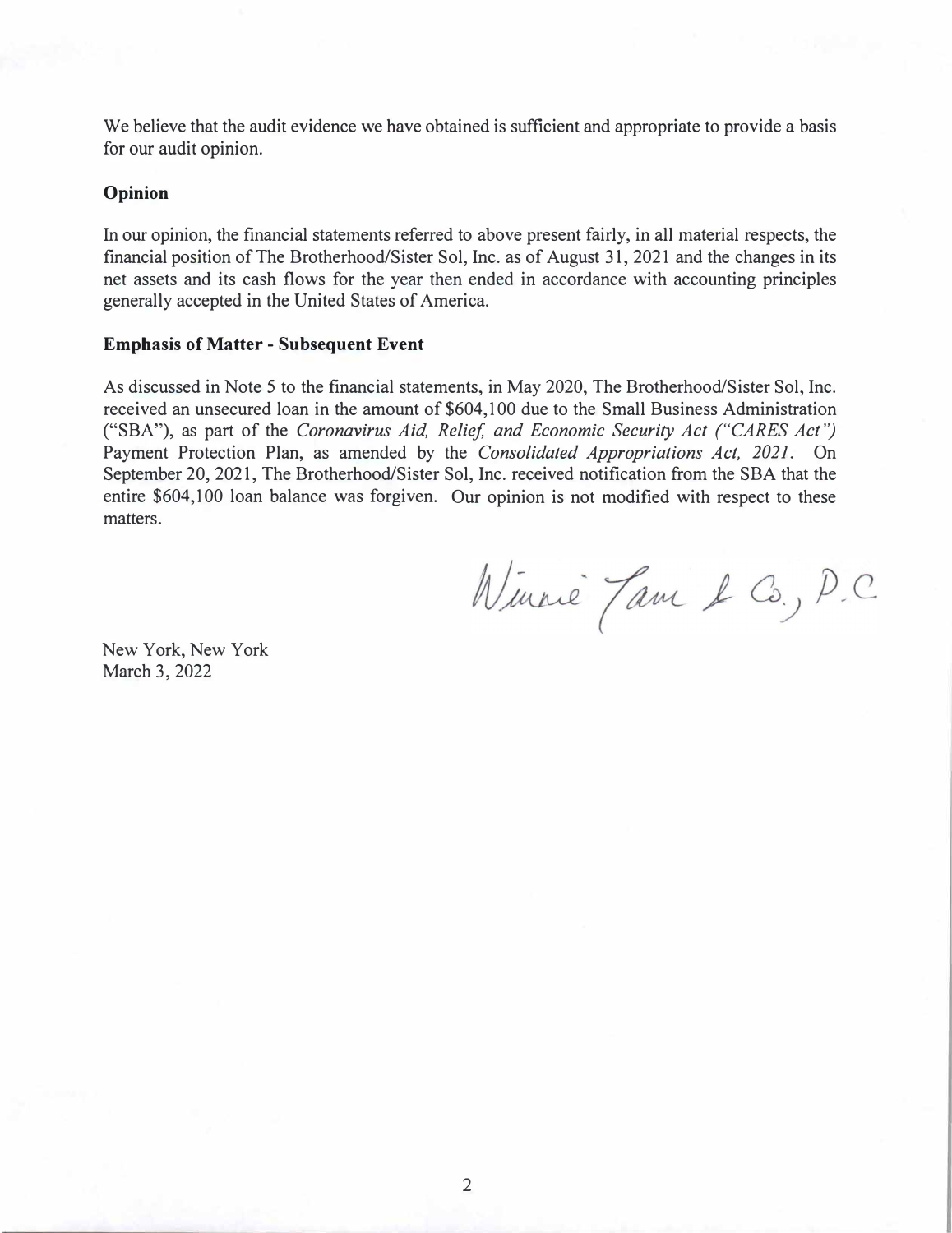We believe that the audit evidence we have obtained is sufficient and appropriate to provide a basis for our audit opinion.

**Opinion**

In our opinion, the financial statements referred to above present fairly, in all material respects, the financial position of The Brotherhood/Sister Sol, Inc. as of August 31, 2021 and the changes in its net assets and its cash flows for the year then ended in accordance with accounting principles generally accepted in the United States of America.

**Emphasis of Matter - Subsequent Event**

As discussed in Note 5 to the financial statements, in May 2020, The Brotherhood/Sister Sol, Inc. received an unsecured loan in the amount of $604,100 due to the Small Business Administration ("SBA"), as part of the *Coronavirus Aid, Relief, and Economic Security Act ("CARES Act")* Payment Protection Plan, as amended by the *Consolidated Appropriations Act, 2021*. On September 20, 2021, The Brotherhood/Sister Sol, Inc. received notification from the SBA that the entire $604,100 loan balance was forgiven. Our opinion is not modified with respect to these matters.

Winnie Tam & Co., P.C.

New York, New York
March 3, 2022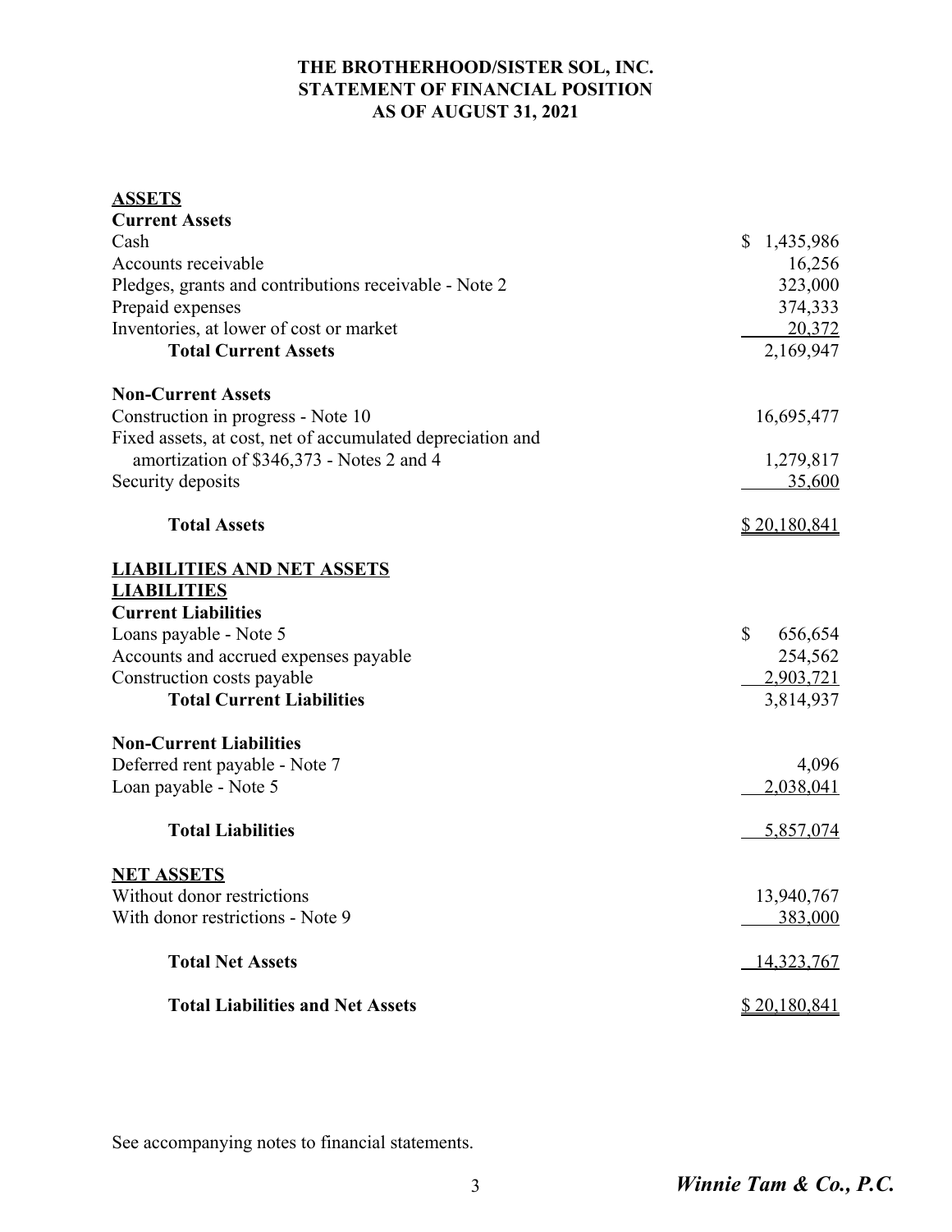# THE BROTHERHOOD/SISTER SOL, INC.
## STATEMENT OF FINANCIAL POSITION
## AS OF AUGUST 31, 2021

| | |
|---|---|
| **ASSETS** | |
| **Current Assets** | |
| Cash | $ 1,435,986 |
| Accounts receivable | 16,256 |
| Pledges, grants and contributions receivable - Note 2 | 323,000 |
| Prepaid expenses | 374,333 |
| Inventories, at lower of cost or market | 20,372 |
| **Total Current Assets** | 2,169,947 |
| | |
| **Non-Current Assets** | |
| Construction in progress - Note 10 | 16,695,477 |
| Fixed assets, at cost, net of accumulated depreciation and amortization of $346,373 - Notes 2 and 4 | 1,279,817 |
| Security deposits | 35,600 |
| | |
| **Total Assets** | $ 20,180,841 |
| | |
| **LIABILITIES AND NET ASSETS** | |
| **LIABILITIES** | |
| **Current Liabilities** | |
| Loans payable - Note 5 | $ 656,654 |
| Accounts and accrued expenses payable | 254,562 |
| Construction costs payable | 2,903,721 |
| **Total Current Liabilities** | 3,814,937 |
| | |
| **Non-Current Liabilities** | |
| Deferred rent payable - Note 7 | 4,096 |
| Loan payable - Note 5 | 2,038,041 |
| | |
| **Total Liabilities** | 5,857,074 |
| | |
| **NET ASSETS** | |
| Without donor restrictions | 13,940,767 |
| With donor restrictions - Note 9 | 383,000 |
| | |
| **Total Net Assets** | 14,323,767 |
| | |
| **Total Liabilities and Net Assets** | $ 20,180,841 |

See accompanying notes to financial statements.

*Winnie Tam & Co., P.C.*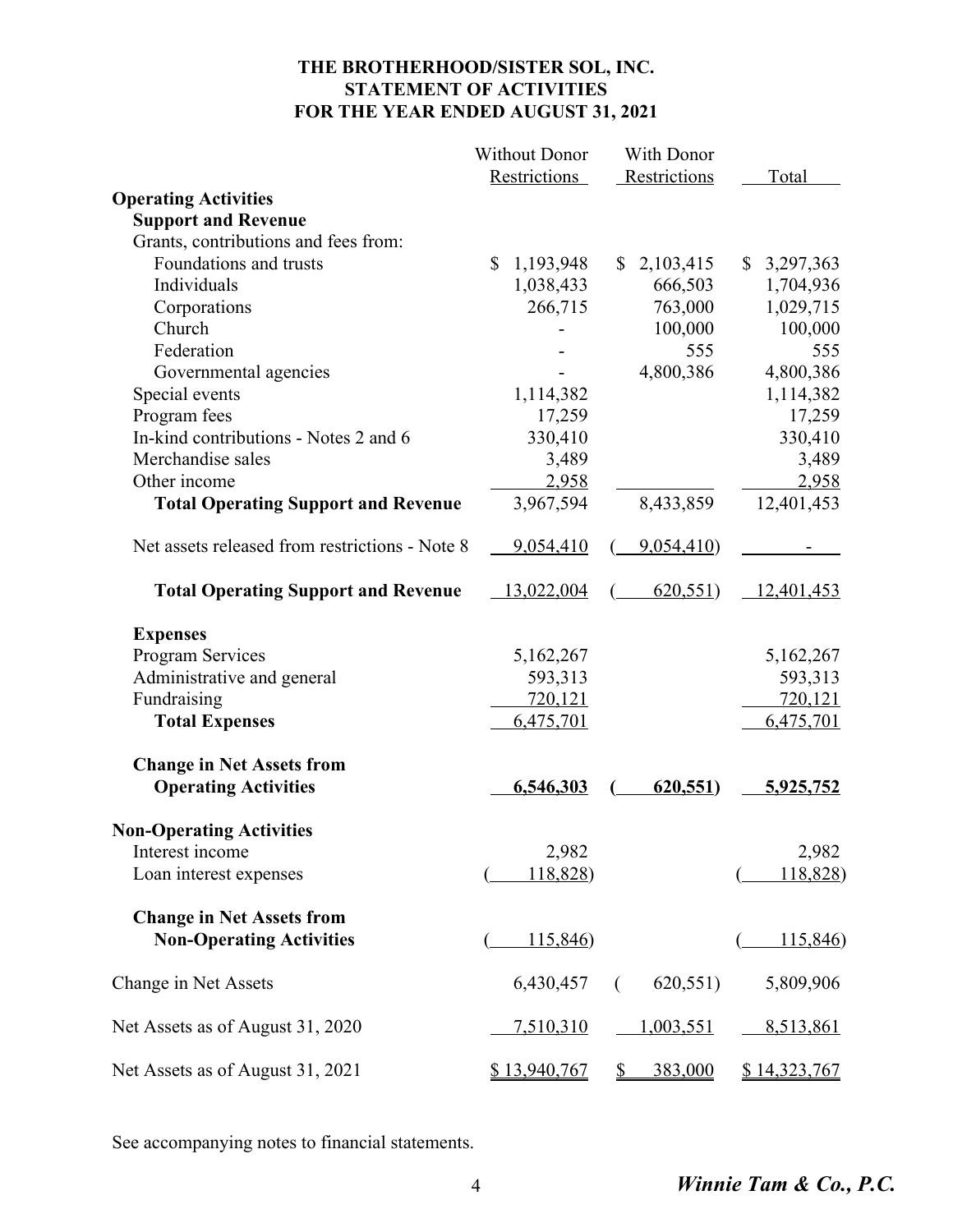# THE BROTHERHOOD/SISTER SOL, INC.
## STATEMENT OF ACTIVITIES
## FOR THE YEAR ENDED AUGUST 31, 2021

| | Without Donor Restrictions | With Donor Restrictions | Total |
|---|---|---|---|
| **Operating Activities** | | | |
| **Support and Revenue** | | | |
| Grants, contributions and fees from: | | | |
| Foundations and trusts | $ 1,193,948 | $ 2,103,415 | $ 3,297,363 |
| Individuals | 1,038,433 | 666,503 | 1,704,936 |
| Corporations | 266,715 | 763,000 | 1,029,715 |
| Church | - | 100,000 | 100,000 |
| Federation | - | 555 | 555 |
| Governmental agencies | - | 4,800,386 | 4,800,386 |
| Special events | 1,114,382 | | 1,114,382 |
| Program fees | 17,259 | | 17,259 |
| In-kind contributions - Notes 2 and 6 | 330,410 | | 330,410 |
| Merchandise sales | 3,489 | | 3,489 |
| Other income | 2,958 | | 2,958 |
| **Total Operating Support and Revenue** | 3,967,594 | 8,433,859 | 12,401,453 |
| Net assets released from restrictions - Note 8 | 9,054,410 | (9,054,410) | - |
| **Total Operating Support and Revenue** | 13,022,004 | (620,551) | 12,401,453 |
| **Expenses** | | | |
| Program Services | 5,162,267 | | 5,162,267 |
| Administrative and general | 593,313 | | 593,313 |
| Fundraising | 720,121 | | 720,121 |
| **Total Expenses** | 6,475,701 | | 6,475,701 |
| **Change in Net Assets from Operating Activities** | **6,546,303** | **(620,551)** | **5,925,752** |
| **Non-Operating Activities** | | | |
| Interest income | 2,982 | | 2,982 |
| Loan interest expenses | (118,828) | | (118,828) |
| **Change in Net Assets from Non-Operating Activities** | (115,846) | | (115,846) |
| Change in Net Assets | 6,430,457 | (620,551) | 5,809,906 |
| Net Assets as of August 31, 2020 | 7,510,310 | 1,003,551 | 8,513,861 |
| Net Assets as of August 31, 2021 | $ 13,940,767 | $ 383,000 | $ 14,323,767 |

See accompanying notes to financial statements.

*Winnie Tam & Co., P.C.*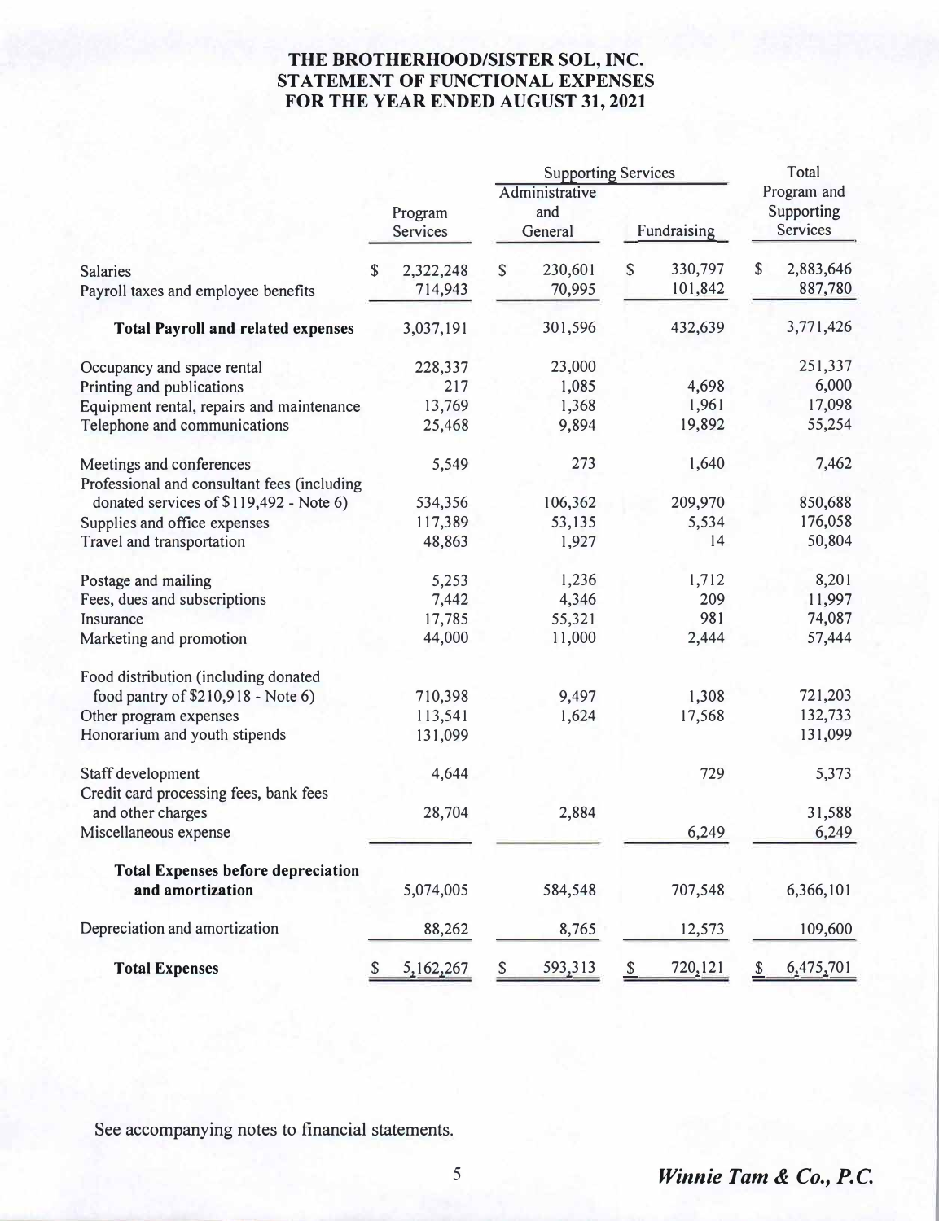# THE BROTHERHOOD/SISTER SOL, INC.
## STATEMENT OF FUNCTIONAL EXPENSES
## FOR THE YEAR ENDED AUGUST 31, 2021

| | Program Services | Supporting Services | | Total Program and Supporting Services |
|---|---|---|---|---|
| | | Administrative and General | Fundraising | |
| Salaries | $ 2,322,248 | $ 230,601 | $ 330,797 | $ 2,883,646 |
| Payroll taxes and employee benefits | 714,943 | 70,995 | 101,842 | 887,780 |
| **Total Payroll and related expenses** | 3,037,191 | 301,596 | 432,639 | 3,771,426 |
| Occupancy and space rental | 228,337 | 23,000 | | 251,337 |
| Printing and publications | 217 | 1,085 | 4,698 | 6,000 |
| Equipment rental, repairs and maintenance | 13,769 | 1,368 | 1,961 | 17,098 |
| Telephone and communications | 25,468 | 9,894 | 19,892 | 55,254 |
| Meetings and conferences | 5,549 | 273 | 1,640 | 7,462 |
| Professional and consultant fees (including donated services of $119,492 - Note 6) | 534,356 | 106,362 | 209,970 | 850,688 |
| Supplies and office expenses | 117,389 | 53,135 | 5,534 | 176,058 |
| Travel and transportation | 48,863 | 1,927 | 14 | 50,804 |
| Postage and mailing | 5,253 | 1,236 | 1,712 | 8,201 |
| Fees, dues and subscriptions | 7,442 | 4,346 | 209 | 11,997 |
| Insurance | 17,785 | 55,321 | 981 | 74,087 |
| Marketing and promotion | 44,000 | 11,000 | 2,444 | 57,444 |
| Food distribution (including donated food pantry of $210,918 - Note 6) | 710,398 | 9,497 | 1,308 | 721,203 |
| Other program expenses | 113,541 | 1,624 | 17,568 | 132,733 |
| Honorarium and youth stipends | 131,099 | | | 131,099 |
| Staff development | 4,644 | | 729 | 5,373 |
| Credit card processing fees, bank fees and other charges | 28,704 | 2,884 | | 31,588 |
| Miscellaneous expense | | | 6,249 | 6,249 |
| **Total Expenses before depreciation and amortization** | 5,074,005 | 584,548 | 707,548 | 6,366,101 |
| Depreciation and amortization | 88,262 | 8,765 | 12,573 | 109,600 |
| **Total Expenses** | $ 5,162,267 | $ 593,313 | $ 720,121 | $ 6,475,701 |

See accompanying notes to financial statements.

*Winnie Tam & Co., P.C.*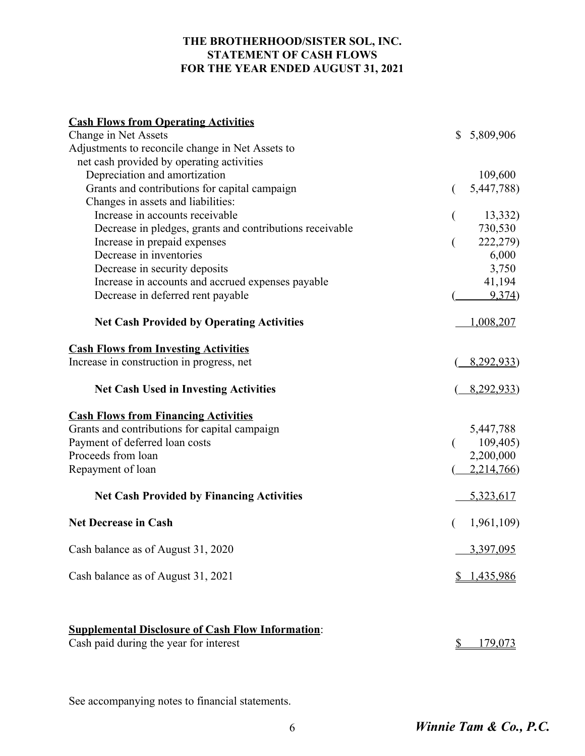# THE BROTHERHOOD/SISTER SOL, INC.
## STATEMENT OF CASH FLOWS
## FOR THE YEAR ENDED AUGUST 31, 2021

| | |
|---|---|
| **Cash Flows from Operating Activities** | |
| Change in Net Assets | $ 5,809,906 |
| Adjustments to reconcile change in Net Assets to net cash provided by operating activities | |
| Depreciation and amortization | 109,600 |
| Grants and contributions for capital campaign | ( 5,447,788) |
| Changes in assets and liabilities: | |
| Increase in accounts receivable | ( 13,332) |
| Decrease in pledges, grants and contributions receivable | 730,530 |
| Increase in prepaid expenses | ( 222,279) |
| Decrease in inventories | 6,000 |
| Decrease in security deposits | 3,750 |
| Increase in accounts and accrued expenses payable | 41,194 |
| Decrease in deferred rent payable | ( 9,374) |
| **Net Cash Provided by Operating Activities** | 1,008,207 |
| **Cash Flows from Investing Activities** | |
| Increase in construction in progress, net | ( 8,292,933) |
| **Net Cash Used in Investing Activities** | ( 8,292,933) |
| **Cash Flows from Financing Activities** | |
| Grants and contributions for capital campaign | 5,447,788 |
| Payment of deferred loan costs | ( 109,405) |
| Proceeds from loan | 2,200,000 |
| Repayment of loan | ( 2,214,766) |
| **Net Cash Provided by Financing Activities** | 5,323,617 |
| **Net Decrease in Cash** | ( 1,961,109) |
| Cash balance as of August 31, 2020 | 3,397,095 |
| Cash balance as of August 31, 2021 | $ 1,435,986 |

**Supplemental Disclosure of Cash Flow Information**:

| | |
|---|---|
| Cash paid during the year for interest | $ 179,073 |

See accompanying notes to financial statements.

*Winnie Tam & Co., P.C.*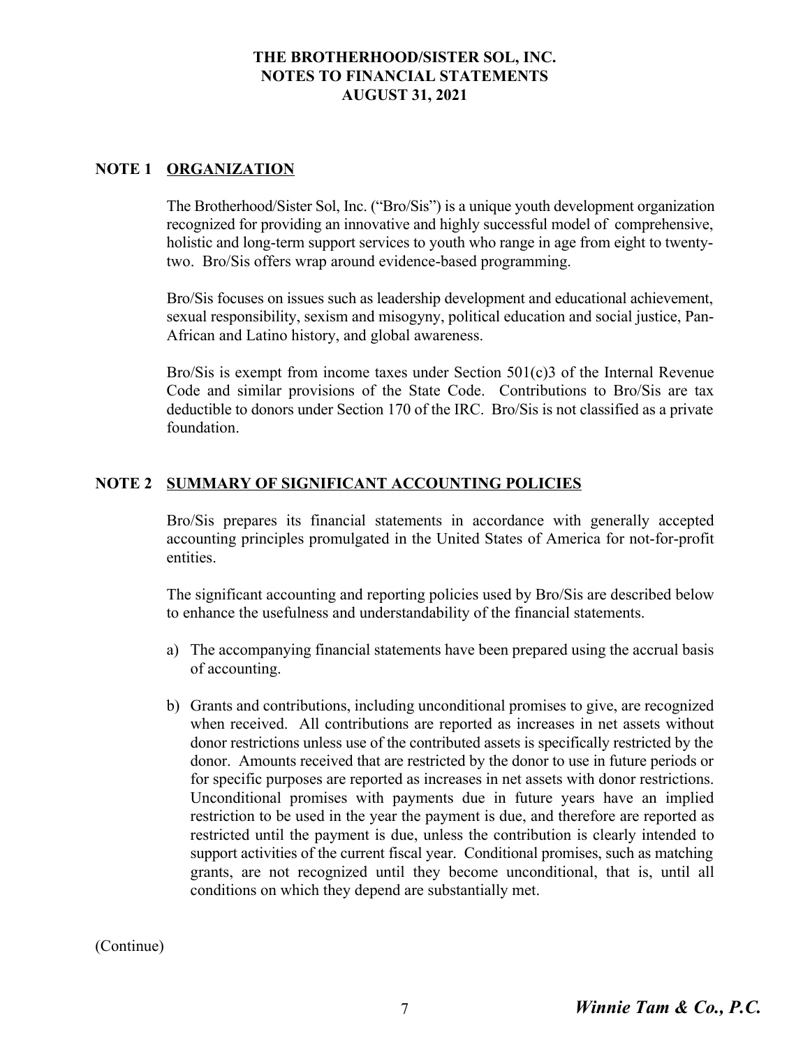# THE BROTHERHOOD/SISTER SOL, INC.
# NOTES TO FINANCIAL STATEMENTS
# AUGUST 31, 2021

## NOTE 1 ORGANIZATION

The Brotherhood/Sister Sol, Inc. ("Bro/Sis") is a unique youth development organization recognized for providing an innovative and highly successful model of comprehensive, holistic and long-term support services to youth who range in age from eight to twenty-two. Bro/Sis offers wrap around evidence-based programming.

Bro/Sis focuses on issues such as leadership development and educational achievement, sexual responsibility, sexism and misogyny, political education and social justice, Pan-African and Latino history, and global awareness.

Bro/Sis is exempt from income taxes under Section 501(c)3 of the Internal Revenue Code and similar provisions of the State Code. Contributions to Bro/Sis are tax deductible to donors under Section 170 of the IRC. Bro/Sis is not classified as a private foundation.

## NOTE 2 SUMMARY OF SIGNIFICANT ACCOUNTING POLICIES

Bro/Sis prepares its financial statements in accordance with generally accepted accounting principles promulgated in the United States of America for not-for-profit entities.

The significant accounting and reporting policies used by Bro/Sis are described below to enhance the usefulness and understandability of the financial statements.

a) The accompanying financial statements have been prepared using the accrual basis of accounting.

b) Grants and contributions, including unconditional promises to give, are recognized when received. All contributions are reported as increases in net assets without donor restrictions unless use of the contributed assets is specifically restricted by the donor. Amounts received that are restricted by the donor to use in future periods or for specific purposes are reported as increases in net assets with donor restrictions. Unconditional promises with payments due in future years have an implied restriction to be used in the year the payment is due, and therefore are reported as restricted until the payment is due, unless the contribution is clearly intended to support activities of the current fiscal year. Conditional promises, such as matching grants, are not recognized until they become unconditional, that is, until all conditions on which they depend are substantially met.

(Continue)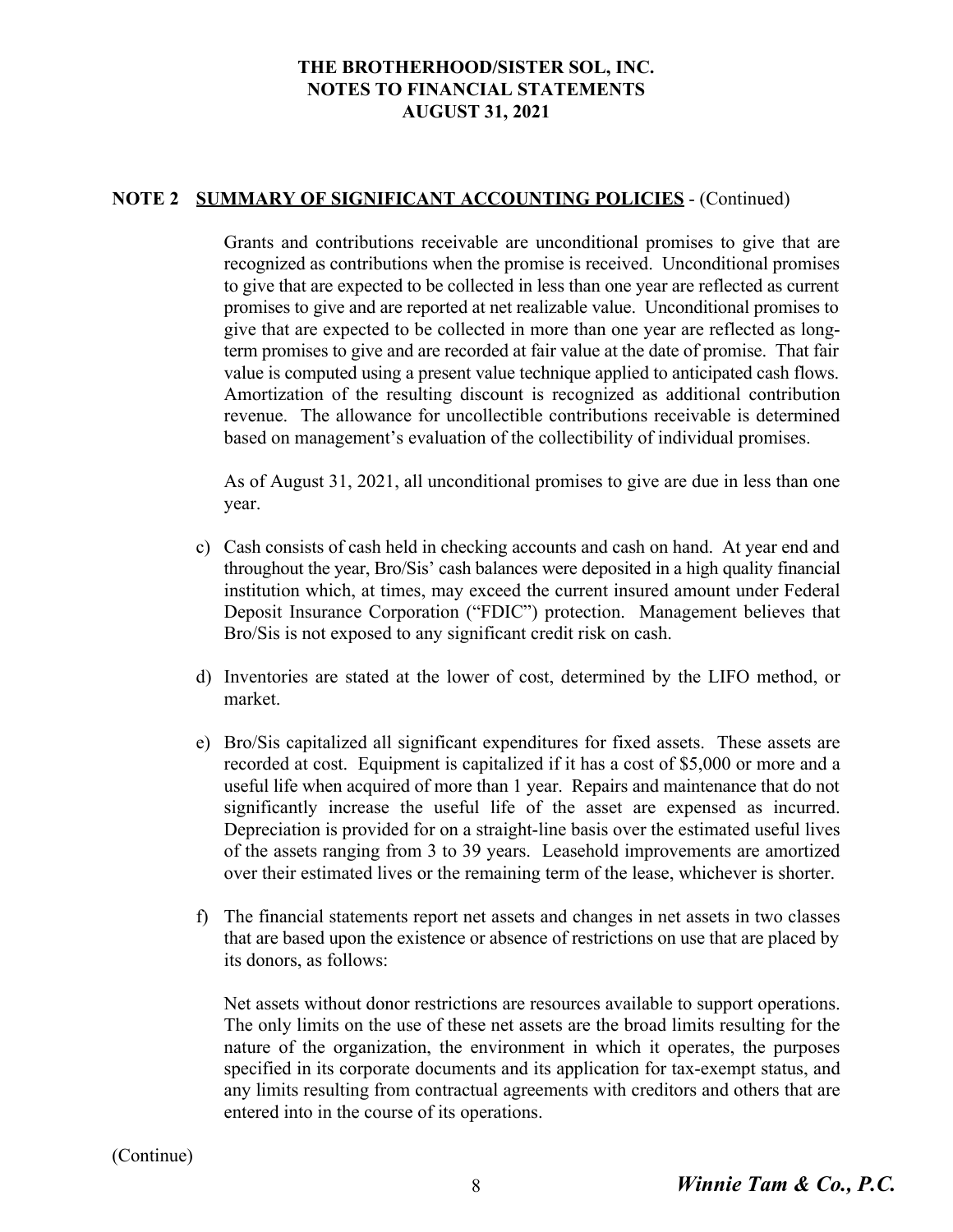# THE BROTHERHOOD/SISTER SOL, INC.
# NOTES TO FINANCIAL STATEMENTS
# AUGUST 31, 2021

## NOTE 2 SUMMARY OF SIGNIFICANT ACCOUNTING POLICIES - (Continued)

Grants and contributions receivable are unconditional promises to give that are recognized as contributions when the promise is received. Unconditional promises to give that are expected to be collected in less than one year are reflected as current promises to give and are reported at net realizable value. Unconditional promises to give that are expected to be collected in more than one year are reflected as long-term promises to give and are recorded at fair value at the date of promise. That fair value is computed using a present value technique applied to anticipated cash flows. Amortization of the resulting discount is recognized as additional contribution revenue. The allowance for uncollectible contributions receivable is determined based on management's evaluation of the collectibility of individual promises.

As of August 31, 2021, all unconditional promises to give are due in less than one year.

c) Cash consists of cash held in checking accounts and cash on hand. At year end and throughout the year, Bro/Sis' cash balances were deposited in a high quality financial institution which, at times, may exceed the current insured amount under Federal Deposit Insurance Corporation ("FDIC") protection. Management believes that Bro/Sis is not exposed to any significant credit risk on cash.

d) Inventories are stated at the lower of cost, determined by the LIFO method, or market.

e) Bro/Sis capitalized all significant expenditures for fixed assets. These assets are recorded at cost. Equipment is capitalized if it has a cost of $5,000 or more and a useful life when acquired of more than 1 year. Repairs and maintenance that do not significantly increase the useful life of the asset are expensed as incurred. Depreciation is provided for on a straight-line basis over the estimated useful lives of the assets ranging from 3 to 39 years. Leasehold improvements are amortized over their estimated lives or the remaining term of the lease, whichever is shorter.

f) The financial statements report net assets and changes in net assets in two classes that are based upon the existence or absence of restrictions on use that are placed by its donors, as follows:

Net assets without donor restrictions are resources available to support operations. The only limits on the use of these net assets are the broad limits resulting for the nature of the organization, the environment in which it operates, the purposes specified in its corporate documents and its application for tax-exempt status, and any limits resulting from contractual agreements with creditors and others that are entered into in the course of its operations.

(Continue)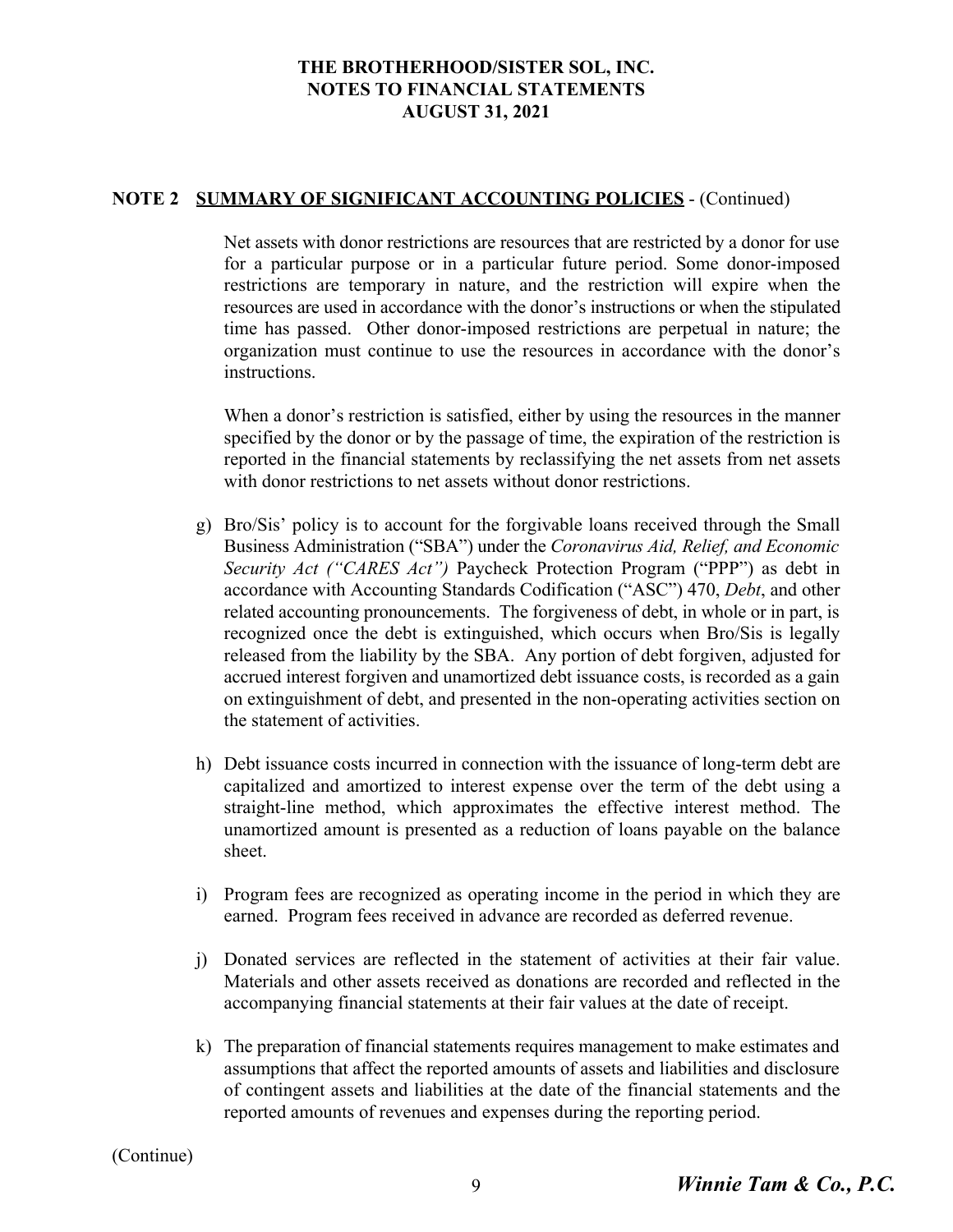**NOTE 2 SUMMARY OF SIGNIFICANT ACCOUNTING POLICIES** - (Continued)

Net assets with donor restrictions are resources that are restricted by a donor for use for a particular purpose or in a particular future period. Some donor-imposed restrictions are temporary in nature, and the restriction will expire when the resources are used in accordance with the donor's instructions or when the stipulated time has passed. Other donor-imposed restrictions are perpetual in nature; the organization must continue to use the resources in accordance with the donor's instructions.

When a donor's restriction is satisfied, either by using the resources in the manner specified by the donor or by the passage of time, the expiration of the restriction is reported in the financial statements by reclassifying the net assets from net assets with donor restrictions to net assets without donor restrictions.

g) Bro/Sis' policy is to account for the forgivable loans received through the Small Business Administration ("SBA") under the *Coronavirus Aid, Relief, and Economic Security Act ("CARES Act")* Paycheck Protection Program ("PPP") as debt in accordance with Accounting Standards Codification ("ASC") 470, *Debt*, and other related accounting pronouncements. The forgiveness of debt, in whole or in part, is recognized once the debt is extinguished, which occurs when Bro/Sis is legally released from the liability by the SBA. Any portion of debt forgiven, adjusted for accrued interest forgiven and unamortized debt issuance costs, is recorded as a gain on extinguishment of debt, and presented in the non-operating activities section on the statement of activities.

h) Debt issuance costs incurred in connection with the issuance of long-term debt are capitalized and amortized to interest expense over the term of the debt using a straight-line method, which approximates the effective interest method. The unamortized amount is presented as a reduction of loans payable on the balance sheet.

i) Program fees are recognized as operating income in the period in which they are earned. Program fees received in advance are recorded as deferred revenue.

j) Donated services are reflected in the statement of activities at their fair value. Materials and other assets received as donations are recorded and reflected in the accompanying financial statements at their fair values at the date of receipt.

k) The preparation of financial statements requires management to make estimates and assumptions that affect the reported amounts of assets and liabilities and disclosure of contingent assets and liabilities at the date of the financial statements and the reported amounts of revenues and expenses during the reporting period.

(Continue)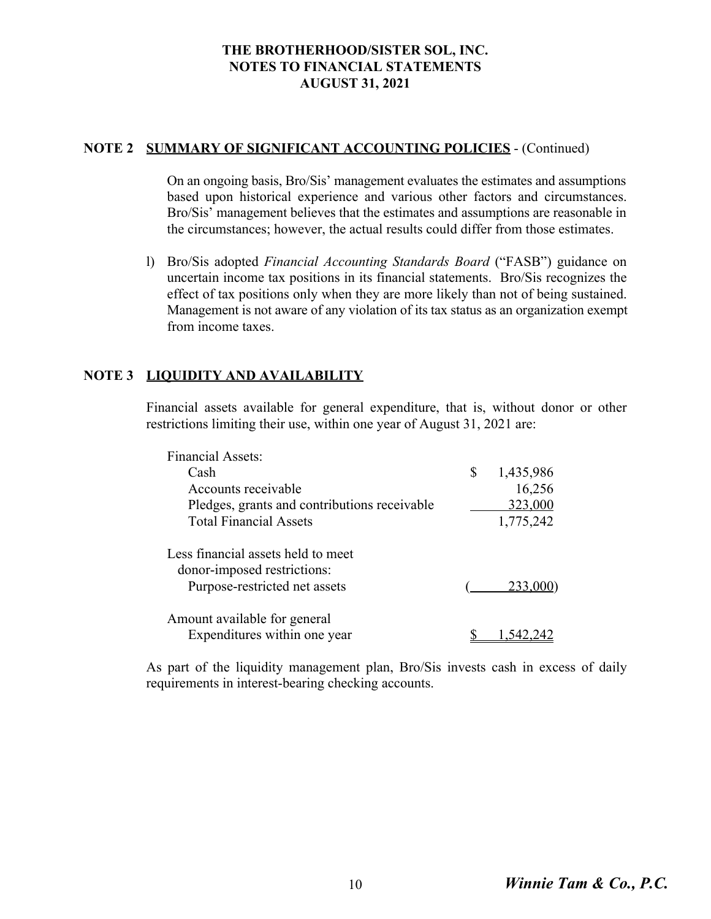# THE BROTHERHOOD/SISTER SOL, INC.
# NOTES TO FINANCIAL STATEMENTS
# AUGUST 31, 2021

## NOTE 2 SUMMARY OF SIGNIFICANT ACCOUNTING POLICIES - (Continued)

On an ongoing basis, Bro/Sis' management evaluates the estimates and assumptions based upon historical experience and various other factors and circumstances. Bro/Sis' management believes that the estimates and assumptions are reasonable in the circumstances; however, the actual results could differ from those estimates.

l) Bro/Sis adopted *Financial Accounting Standards Board* ("FASB") guidance on uncertain income tax positions in its financial statements. Bro/Sis recognizes the effect of tax positions only when they are more likely than not of being sustained. Management is not aware of any violation of its tax status as an organization exempt from income taxes.

## NOTE 3 LIQUIDITY AND AVAILABILITY

Financial assets available for general expenditure, that is, without donor or other restrictions limiting their use, within one year of August 31, 2021 are:

| | |
|---|---|
| Financial Assets: | |
| Cash | $ 1,435,986 |
| Accounts receivable | 16,256 |
| Pledges, grants and contributions receivable | 323,000 |
| Total Financial Assets | 1,775,242 |
| Less financial assets held to meet donor-imposed restrictions: | |
| Purpose-restricted net assets | (233,000) |
| Amount available for general Expenditures within one year | $ 1,542,242 |

As part of the liquidity management plan, Bro/Sis invests cash in excess of daily requirements in interest-bearing checking accounts.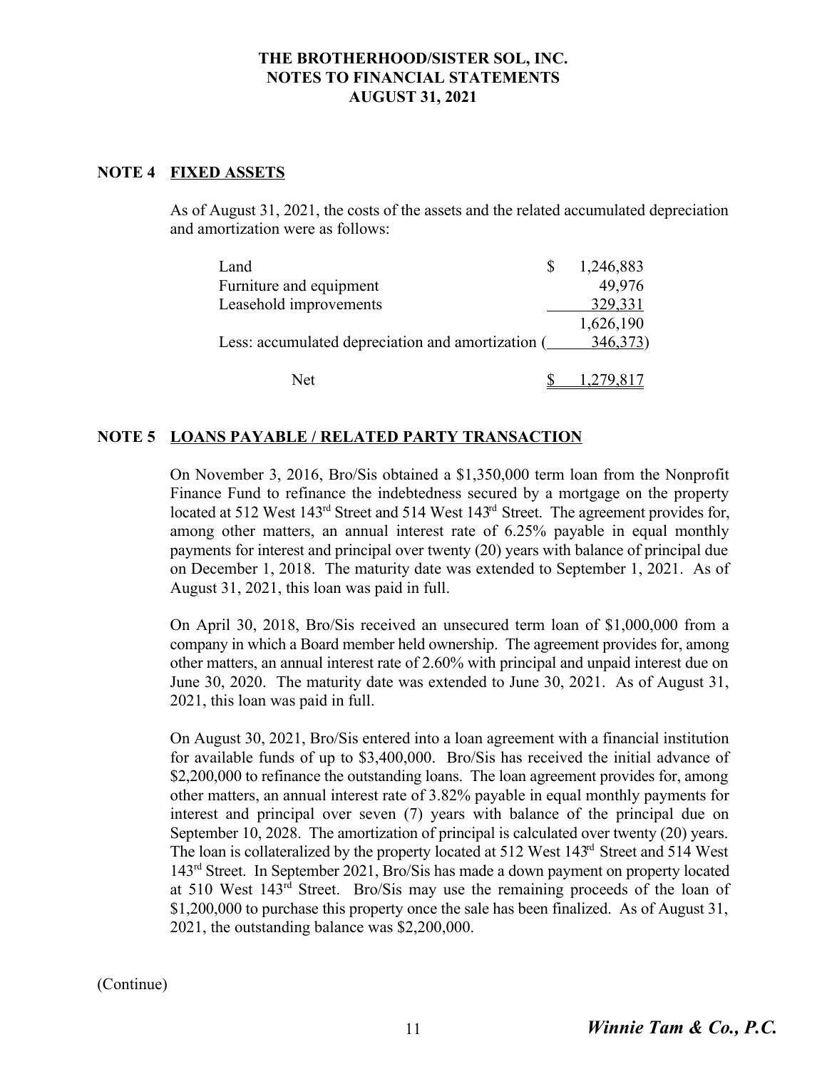# THE BROTHERHOOD/SISTER SOL, INC.
# NOTES TO FINANCIAL STATEMENTS
# AUGUST 31, 2021

## NOTE 4 FIXED ASSETS

As of August 31, 2021, the costs of the assets and the related accumulated depreciation and amortization were as follows:

| | |
|---|---|
| Land | $ 1,246,883 |
| Furniture and equipment | 49,976 |
| Leasehold improvements | 329,331 |
| | 1,626,190 |
| Less: accumulated depreciation and amortization | ( 346,373) |
| Net | $ 1,279,817 |

## NOTE 5 LOANS PAYABLE / RELATED PARTY TRANSACTION

On November 3, 2016, Bro/Sis obtained a $1,350,000 term loan from the Nonprofit Finance Fund to refinance the indebtedness secured by a mortgage on the property located at 512 West 143rd Street and 514 West 143rd Street. The agreement provides for, among other matters, an annual interest rate of 6.25% payable in equal monthly payments for interest and principal over twenty (20) years with balance of principal due on December 1, 2018. The maturity date was extended to September 1, 2021. As of August 31, 2021, this loan was paid in full.

On April 30, 2018, Bro/Sis received an unsecured term loan of $1,000,000 from a company in which a Board member held ownership. The agreement provides for, among other matters, an annual interest rate of 2.60% with principal and unpaid interest due on June 30, 2020. The maturity date was extended to June 30, 2021. As of August 31, 2021, this loan was paid in full.

On August 30, 2021, Bro/Sis entered into a loan agreement with a financial institution for available funds of up to $3,400,000. Bro/Sis has received the initial advance of $2,200,000 to refinance the outstanding loans. The loan agreement provides for, among other matters, an annual interest rate of 3.82% payable in equal monthly payments for interest and principal over seven (7) years with balance of the principal due on September 10, 2028. The amortization of principal is calculated over twenty (20) years. The loan is collateralized by the property located at 512 West 143rd Street and 514 West 143rd Street. In September 2021, Bro/Sis has made a down payment on property located at 510 West 143rd Street. Bro/Sis may use the remaining proceeds of the loan of $1,200,000 to purchase this property once the sale has been finalized. As of August 31, 2021, the outstanding balance was $2,200,000.

(Continue)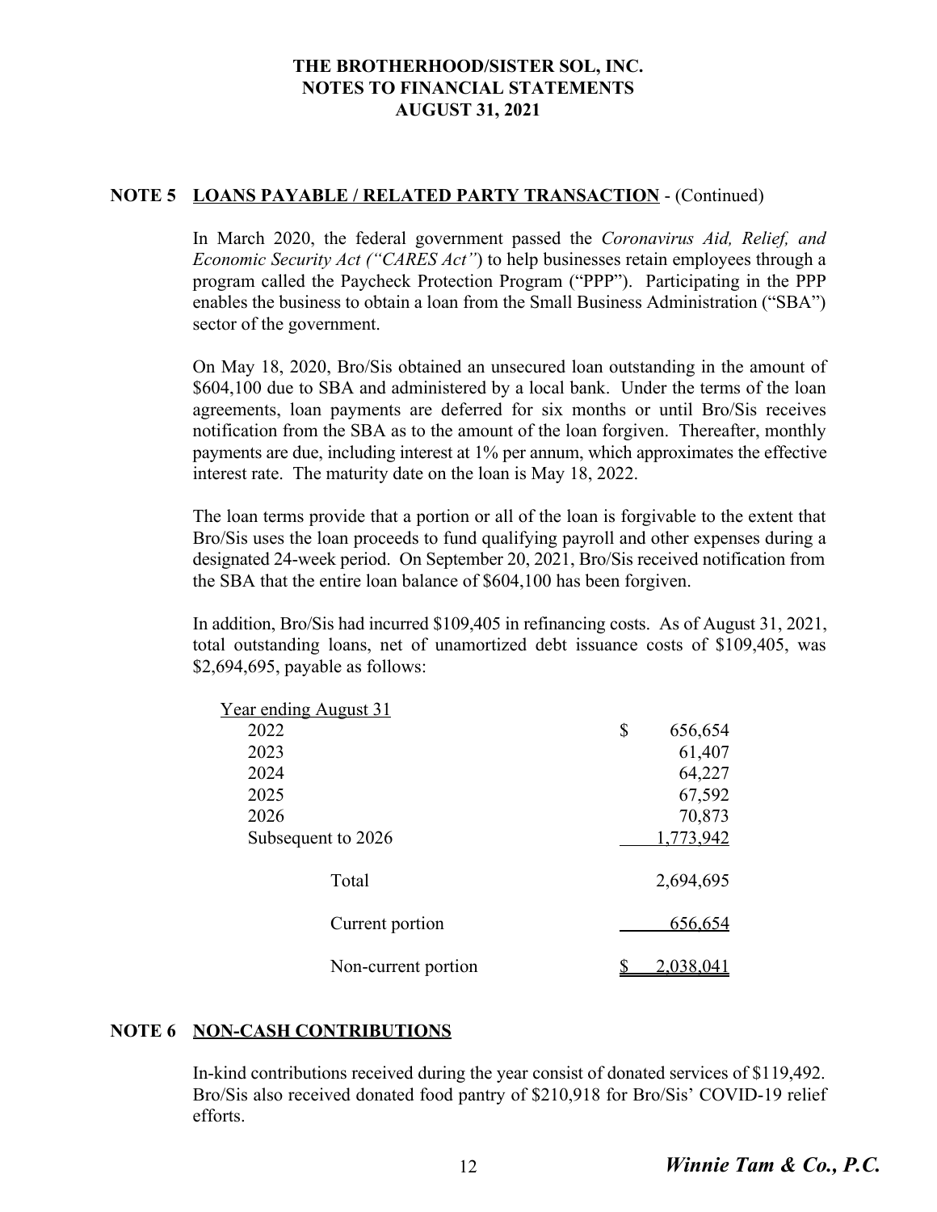**THE BROTHERHOOD/SISTER SOL, INC.**
**NOTES TO FINANCIAL STATEMENTS**
**AUGUST 31, 2021**

## NOTE 5 LOANS PAYABLE / RELATED PARTY TRANSACTION - (Continued)

In March 2020, the federal government passed the *Coronavirus Aid, Relief, and Economic Security Act ("CARES Act"*) to help businesses retain employees through a program called the Paycheck Protection Program ("PPP"). Participating in the PPP enables the business to obtain a loan from the Small Business Administration ("SBA") sector of the government.

On May 18, 2020, Bro/Sis obtained an unsecured loan outstanding in the amount of $604,100 due to SBA and administered by a local bank. Under the terms of the loan agreements, loan payments are deferred for six months or until Bro/Sis receives notification from the SBA as to the amount of the loan forgiven. Thereafter, monthly payments are due, including interest at 1% per annum, which approximates the effective interest rate. The maturity date on the loan is May 18, 2022.

The loan terms provide that a portion or all of the loan is forgivable to the extent that Bro/Sis uses the loan proceeds to fund qualifying payroll and other expenses during a designated 24-week period. On September 20, 2021, Bro/Sis received notification from the SBA that the entire loan balance of $604,100 has been forgiven.

In addition, Bro/Sis had incurred $109,405 in refinancing costs. As of August 31, 2021, total outstanding loans, net of unamortized debt issuance costs of $109,405, was $2,694,695, payable as follows:

| Year ending August 31 | |
|---|---|
| 2022 | $ 656,654 |
| 2023 | 61,407 |
| 2024 | 64,227 |
| 2025 | 67,592 |
| 2026 | 70,873 |
| Subsequent to 2026 | 1,773,942 |
| Total | 2,694,695 |
| Current portion | 656,654 |
| Non-current portion | $ 2,038,041 |

## NOTE 6 NON-CASH CONTRIBUTIONS

In-kind contributions received during the year consist of donated services of $119,492. Bro/Sis also received donated food pantry of $210,918 for Bro/Sis' COVID-19 relief efforts.

*Winnie Tam & Co., P.C.*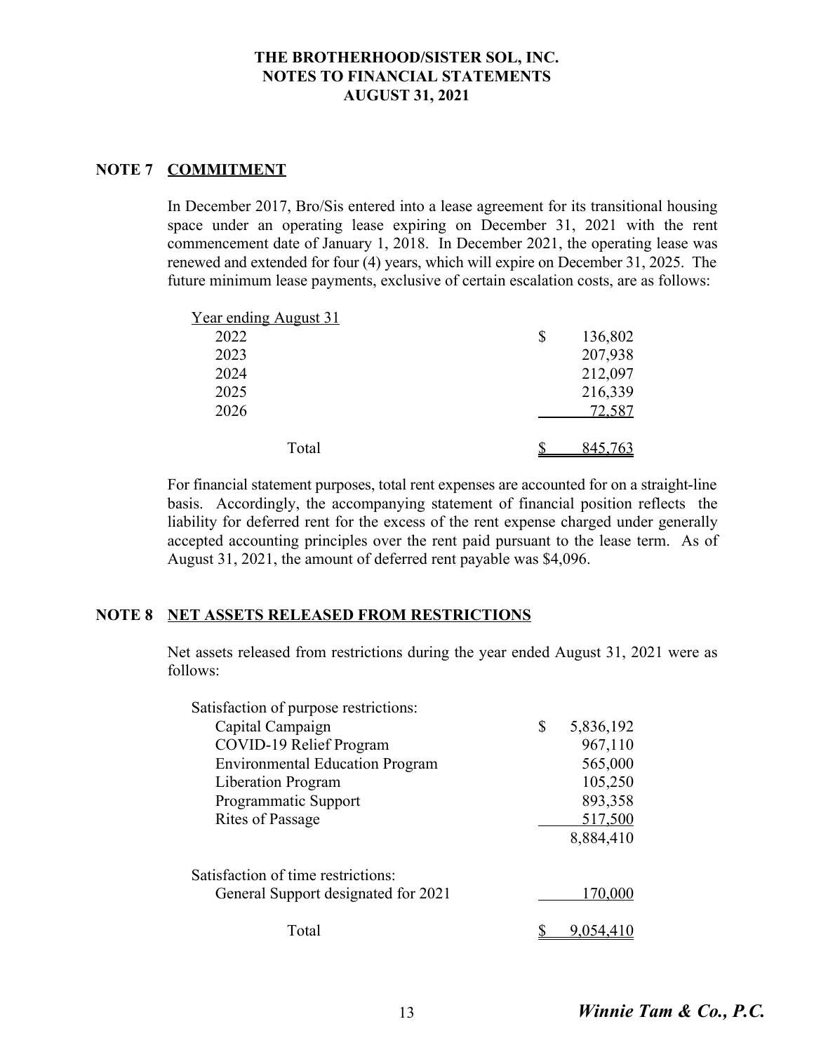# THE BROTHERHOOD/SISTER SOL, INC.
## NOTES TO FINANCIAL STATEMENTS
## AUGUST 31, 2021

### NOTE 7 COMMITMENT

In December 2017, Bro/Sis entered into a lease agreement for its transitional housing space under an operating lease expiring on December 31, 2021 with the rent commencement date of January 1, 2018. In December 2021, the operating lease was renewed and extended for four (4) years, which will expire on December 31, 2025. The future minimum lease payments, exclusive of certain escalation costs, are as follows:

| Year ending August 31 | |
|---|---|
| 2022 | $ 136,802 |
| 2023 | 207,938 |
| 2024 | 212,097 |
| 2025 | 216,339 |
| 2026 | 72,587 |
| Total | $ 845,763 |

For financial statement purposes, total rent expenses are accounted for on a straight-line basis. Accordingly, the accompanying statement of financial position reflects the liability for deferred rent for the excess of the rent expense charged under generally accepted accounting principles over the rent paid pursuant to the lease term. As of August 31, 2021, the amount of deferred rent payable was $4,096.

### NOTE 8 NET ASSETS RELEASED FROM RESTRICTIONS

Net assets released from restrictions during the year ended August 31, 2021 were as follows:

| | |
|---|---|
| Satisfaction of purpose restrictions: | |
| Capital Campaign | $ 5,836,192 |
| COVID-19 Relief Program | 967,110 |
| Environmental Education Program | 565,000 |
| Liberation Program | 105,250 |
| Programmatic Support | 893,358 |
| Rites of Passage | 517,500 |
| | 8,884,410 |
| Satisfaction of time restrictions: | |
| General Support designated for 2021 | 170,000 |
| Total | $ 9,054,410 |

*Winnie Tam & Co., P.C.*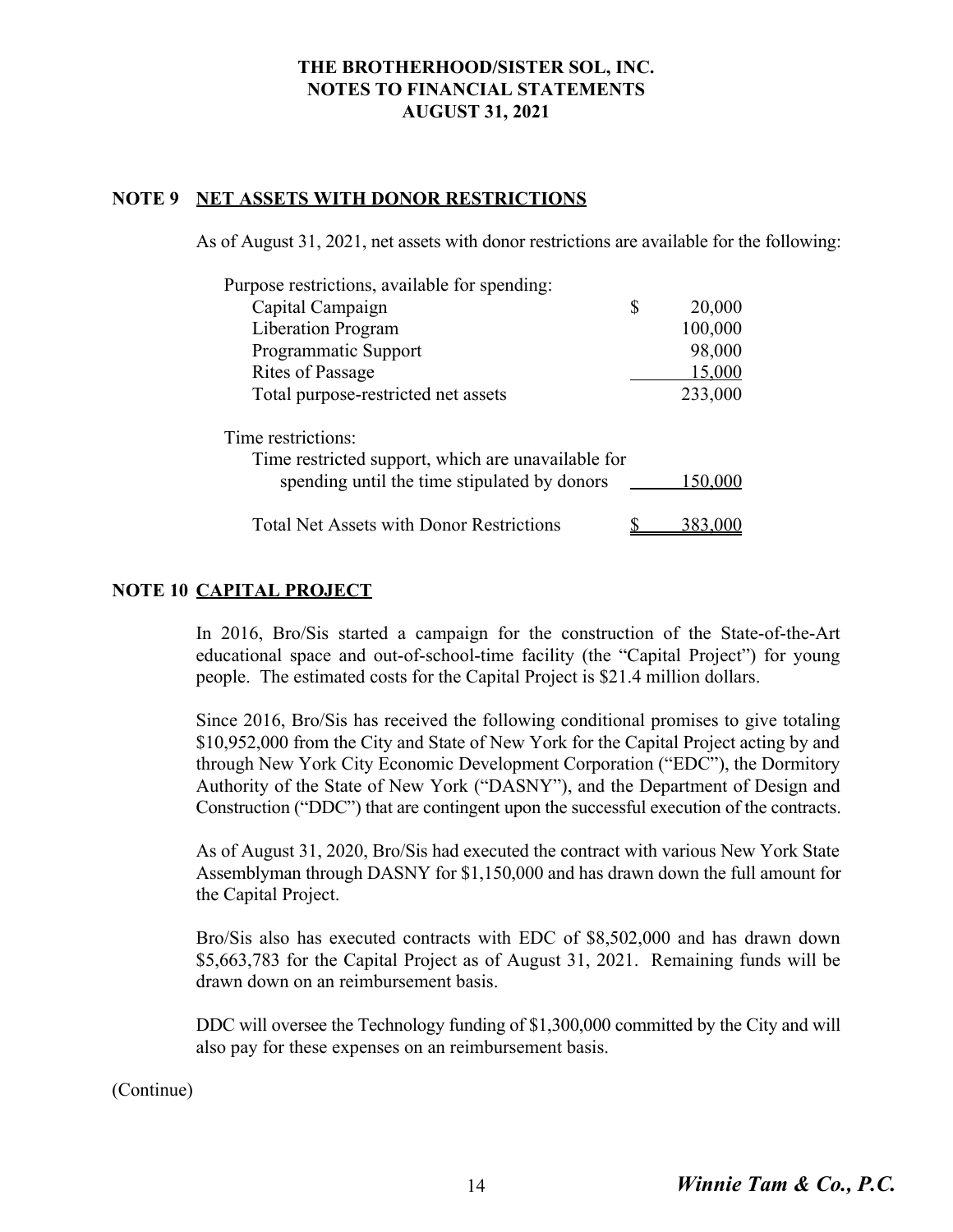# THE BROTHERHOOD/SISTER SOL, INC.
# NOTES TO FINANCIAL STATEMENTS
# AUGUST 31, 2021

## NOTE 9 NET ASSETS WITH DONOR RESTRICTIONS

As of August 31, 2021, net assets with donor restrictions are available for the following:

| | |
|---|---|
| Purpose restrictions, available for spending: | |
| Capital Campaign | $ 20,000 |
| Liberation Program | 100,000 |
| Programmatic Support | 98,000 |
| Rites of Passage | 15,000 |
| Total purpose-restricted net assets | 233,000 |
| Time restrictions: | |
| Time restricted support, which are unavailable for spending until the time stipulated by donors | 150,000 |
| Total Net Assets with Donor Restrictions | $ 383,000 |

## NOTE 10 CAPITAL PROJECT

In 2016, Bro/Sis started a campaign for the construction of the State-of-the-Art educational space and out-of-school-time facility (the "Capital Project") for young people. The estimated costs for the Capital Project is $21.4 million dollars.

Since 2016, Bro/Sis has received the following conditional promises to give totaling $10,952,000 from the City and State of New York for the Capital Project acting by and through New York City Economic Development Corporation ("EDC"), the Dormitory Authority of the State of New York ("DASNY"), and the Department of Design and Construction ("DDC") that are contingent upon the successful execution of the contracts.

As of August 31, 2020, Bro/Sis had executed the contract with various New York State Assemblyman through DASNY for $1,150,000 and has drawn down the full amount for the Capital Project.

Bro/Sis also has executed contracts with EDC of $8,502,000 and has drawn down $5,663,783 for the Capital Project as of August 31, 2021. Remaining funds will be drawn down on an reimbursement basis.

DDC will oversee the Technology funding of $1,300,000 committed by the City and will also pay for these expenses on an reimbursement basis.

(Continue)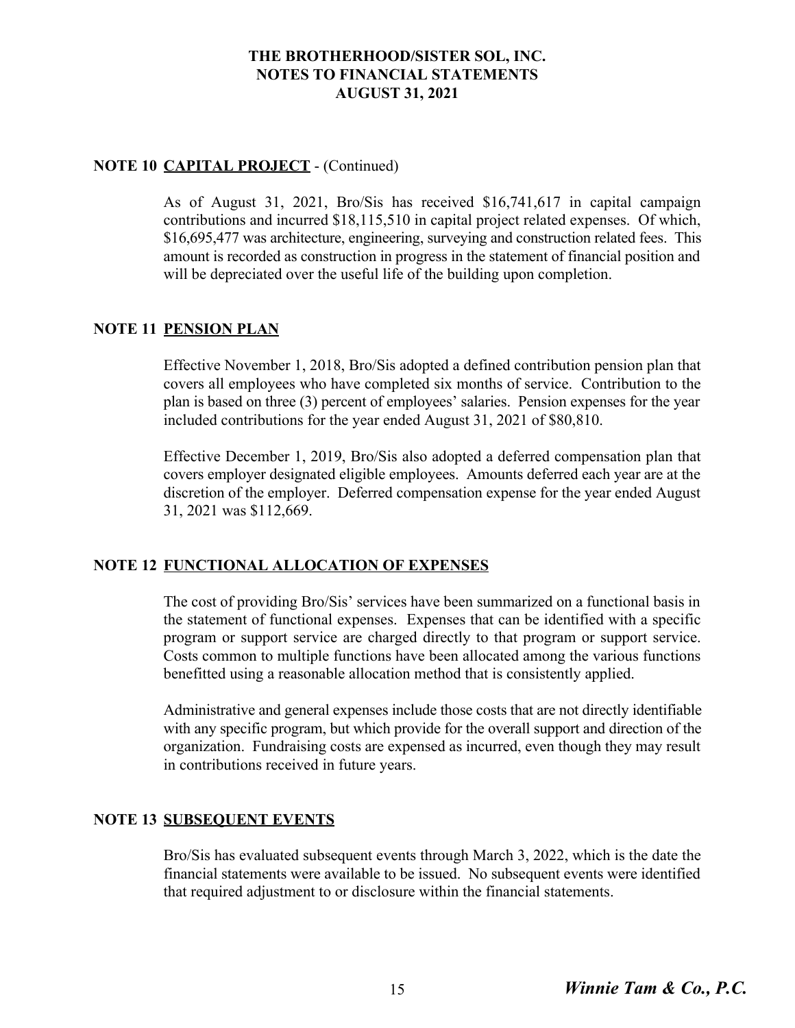# THE BROTHERHOOD/SISTER SOL, INC.
# NOTES TO FINANCIAL STATEMENTS
# AUGUST 31, 2021

## NOTE 10 CAPITAL PROJECT - (Continued)

As of August 31, 2021, Bro/Sis has received $16,741,617 in capital campaign contributions and incurred $18,115,510 in capital project related expenses. Of which, $16,695,477 was architecture, engineering, surveying and construction related fees. This amount is recorded as construction in progress in the statement of financial position and will be depreciated over the useful life of the building upon completion.

## NOTE 11 PENSION PLAN

Effective November 1, 2018, Bro/Sis adopted a defined contribution pension plan that covers all employees who have completed six months of service. Contribution to the plan is based on three (3) percent of employees' salaries. Pension expenses for the year included contributions for the year ended August 31, 2021 of $80,810.

Effective December 1, 2019, Bro/Sis also adopted a deferred compensation plan that covers employer designated eligible employees. Amounts deferred each year are at the discretion of the employer. Deferred compensation expense for the year ended August 31, 2021 was $112,669.

## NOTE 12 FUNCTIONAL ALLOCATION OF EXPENSES

The cost of providing Bro/Sis' services have been summarized on a functional basis in the statement of functional expenses. Expenses that can be identified with a specific program or support service are charged directly to that program or support service. Costs common to multiple functions have been allocated among the various functions benefitted using a reasonable allocation method that is consistently applied.

Administrative and general expenses include those costs that are not directly identifiable with any specific program, but which provide for the overall support and direction of the organization. Fundraising costs are expensed as incurred, even though they may result in contributions received in future years.

## NOTE 13 SUBSEQUENT EVENTS

Bro/Sis has evaluated subsequent events through March 3, 2022, which is the date the financial statements were available to be issued. No subsequent events were identified that required adjustment to or disclosure within the financial statements.

*Winnie Tam & Co., P.C.*